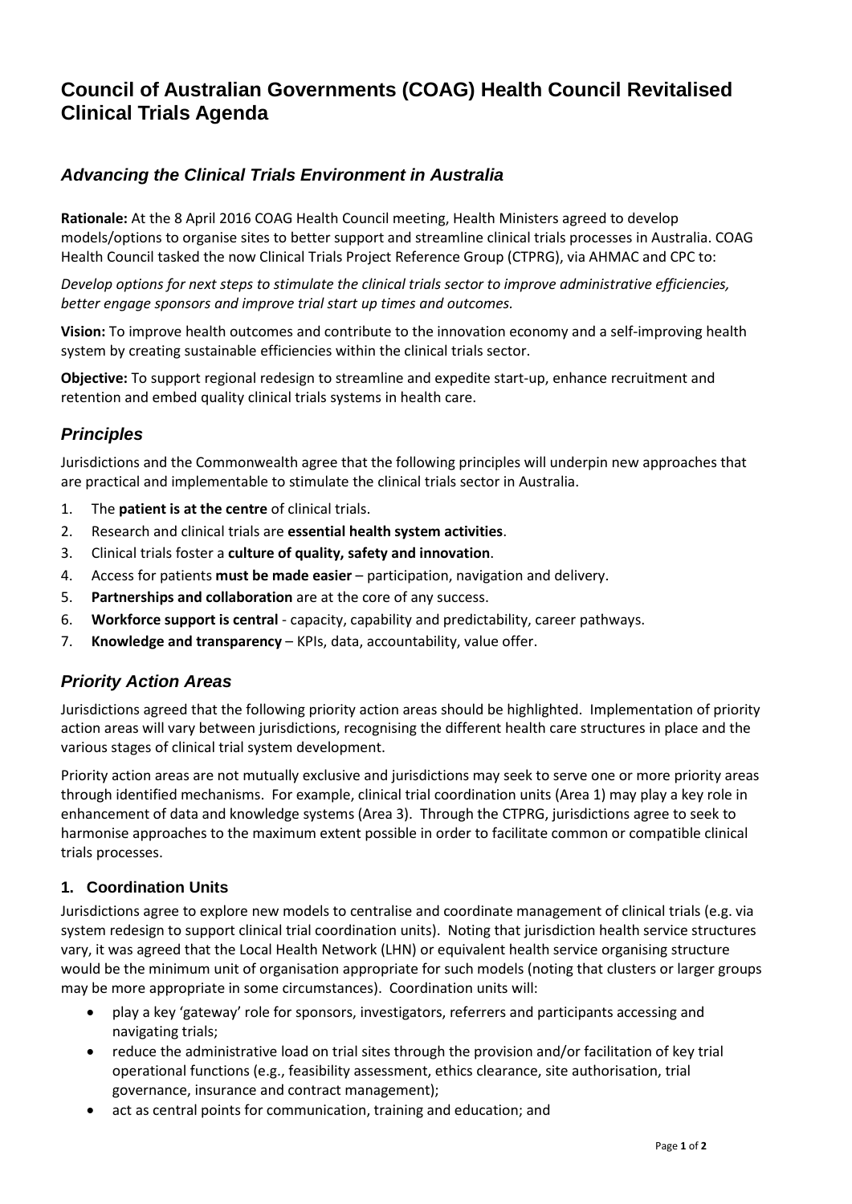# Council of Australian Governments (COAG) Health Council Revitalised Clinical Trials Agenda

## *Advancing the Clinical Trials Environment in Australia*

**Rationale:** At the 8 April 2016 COAG Health Council meeting, Health Ministers agreed to develop models/options to organise sites to better support and streamline clinical trials processes in Australia. COAG Health Council tasked the now Clinical Trials Project Reference Group (CTPRG), via AHMAC and CPC to:

*Develop options for next steps to stimulate the clinical trials sector to improve administrative efficiencies, better engage sponsors and improve trial start up times and outcomes.*

**Vision:** To improve health outcomes and contribute to the innovation economy and a self-improving health system by creating sustainable efficiencies within the clinical trials sector.

**Objective:** To support regional redesign to streamline and expedite start-up, enhance recruitment and retention and embed quality clinical trials systems in health care.

## *Principles*

Jurisdictions and the Commonwealth agree that the following principles will underpin new approaches that are practical and implementable to stimulate the clinical trials sector in Australia.

1. The **patient is at the centre** of clinical trials.
2. Research and clinical trials are **essential health system activities**.
3. Clinical trials foster a **culture of quality, safety and innovation**.
4. Access for patients **must be made easier** – participation, navigation and delivery.
5. **Partnerships and collaboration** are at the core of any success.
6. **Workforce support is central** - capacity, capability and predictability, career pathways.
7. **Knowledge and transparency** – KPIs, data, accountability, value offer.

## *Priority Action Areas*

Jurisdictions agreed that the following priority action areas should be highlighted. Implementation of priority action areas will vary between jurisdictions, recognising the different health care structures in place and the various stages of clinical trial system development.

Priority action areas are not mutually exclusive and jurisdictions may seek to serve one or more priority areas through identified mechanisms. For example, clinical trial coordination units (Area 1) may play a key role in enhancement of data and knowledge systems (Area 3). Through the CTPRG, jurisdictions agree to seek to harmonise approaches to the maximum extent possible in order to facilitate common or compatible clinical trials processes.

### 1. Coordination Units

Jurisdictions agree to explore new models to centralise and coordinate management of clinical trials (e.g. via system redesign to support clinical trial coordination units). Noting that jurisdiction health service structures vary, it was agreed that the Local Health Network (LHN) or equivalent health service organising structure would be the minimum unit of organisation appropriate for such models (noting that clusters or larger groups may be more appropriate in some circumstances). Coordination units will:

- play a key 'gateway' role for sponsors, investigators, referrers and participants accessing and navigating trials;
- reduce the administrative load on trial sites through the provision and/or facilitation of key trial operational functions (e.g., feasibility assessment, ethics clearance, site authorisation, trial governance, insurance and contract management);
- act as central points for communication, training and education; and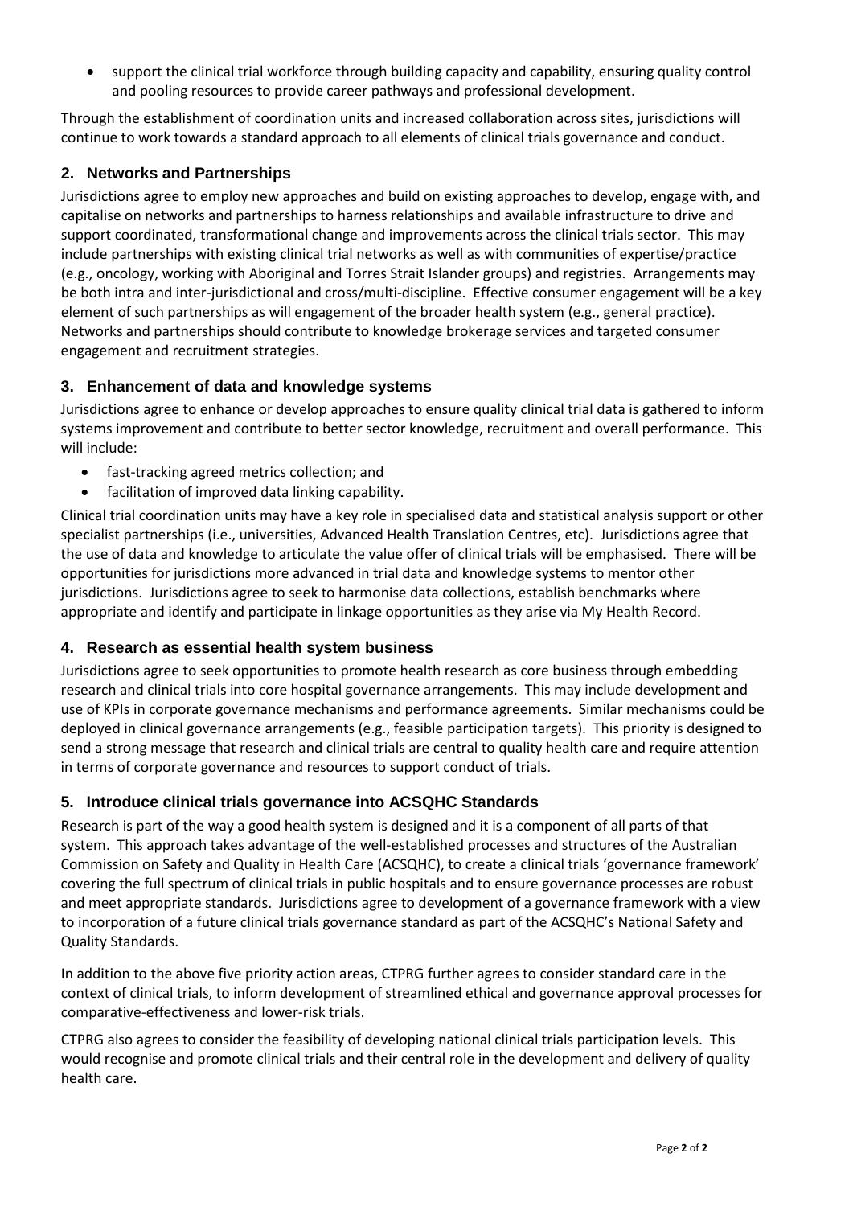- support the clinical trial workforce through building capacity and capability, ensuring quality control and pooling resources to provide career pathways and professional development.

Through the establishment of coordination units and increased collaboration across sites, jurisdictions will continue to work towards a standard approach to all elements of clinical trials governance and conduct.

## 2. Networks and Partnerships

Jurisdictions agree to employ new approaches and build on existing approaches to develop, engage with, and capitalise on networks and partnerships to harness relationships and available infrastructure to drive and support coordinated, transformational change and improvements across the clinical trials sector. This may include partnerships with existing clinical trial networks as well as with communities of expertise/practice (e.g., oncology, working with Aboriginal and Torres Strait Islander groups) and registries. Arrangements may be both intra and inter-jurisdictional and cross/multi-discipline. Effective consumer engagement will be a key element of such partnerships as will engagement of the broader health system (e.g., general practice). Networks and partnerships should contribute to knowledge brokerage services and targeted consumer engagement and recruitment strategies.

## 3. Enhancement of data and knowledge systems

Jurisdictions agree to enhance or develop approaches to ensure quality clinical trial data is gathered to inform systems improvement and contribute to better sector knowledge, recruitment and overall performance. This will include:

- fast-tracking agreed metrics collection; and
- facilitation of improved data linking capability.

Clinical trial coordination units may have a key role in specialised data and statistical analysis support or other specialist partnerships (i.e., universities, Advanced Health Translation Centres, etc). Jurisdictions agree that the use of data and knowledge to articulate the value offer of clinical trials will be emphasised. There will be opportunities for jurisdictions more advanced in trial data and knowledge systems to mentor other jurisdictions. Jurisdictions agree to seek to harmonise data collections, establish benchmarks where appropriate and identify and participate in linkage opportunities as they arise via My Health Record.

## 4. Research as essential health system business

Jurisdictions agree to seek opportunities to promote health research as core business through embedding research and clinical trials into core hospital governance arrangements. This may include development and use of KPIs in corporate governance mechanisms and performance agreements. Similar mechanisms could be deployed in clinical governance arrangements (e.g., feasible participation targets). This priority is designed to send a strong message that research and clinical trials are central to quality health care and require attention in terms of corporate governance and resources to support conduct of trials.

## 5. Introduce clinical trials governance into ACSQHC Standards

Research is part of the way a good health system is designed and it is a component of all parts of that system. This approach takes advantage of the well-established processes and structures of the Australian Commission on Safety and Quality in Health Care (ACSQHC), to create a clinical trials 'governance framework' covering the full spectrum of clinical trials in public hospitals and to ensure governance processes are robust and meet appropriate standards. Jurisdictions agree to development of a governance framework with a view to incorporation of a future clinical trials governance standard as part of the ACSQHC's National Safety and Quality Standards.

In addition to the above five priority action areas, CTPRG further agrees to consider standard care in the context of clinical trials, to inform development of streamlined ethical and governance approval processes for comparative-effectiveness and lower-risk trials.

CTPRG also agrees to consider the feasibility of developing national clinical trials participation levels. This would recognise and promote clinical trials and their central role in the development and delivery of quality health care.